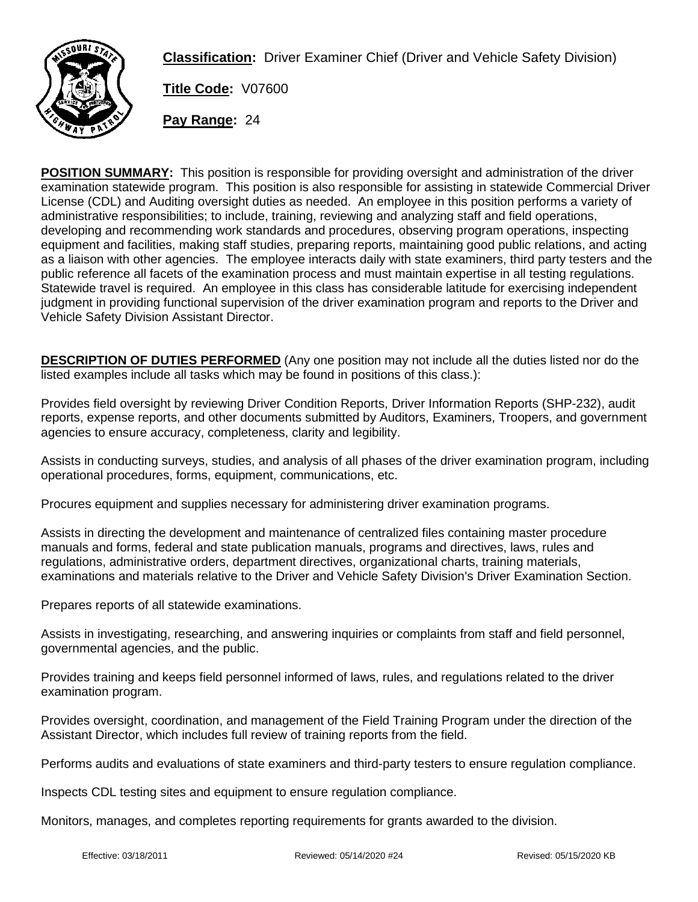**Classification:** Driver Examiner Chief (Driver and Vehicle Safety Division)

**Title Code:** V07600

**Pay Range:** 24

**POSITION SUMMARY:** This position is responsible for providing oversight and administration of the driver examination statewide program. This position is also responsible for assisting in statewide Commercial Driver License (CDL) and Auditing oversight duties as needed. An employee in this position performs a variety of administrative responsibilities; to include, training, reviewing and analyzing staff and field operations, developing and recommending work standards and procedures, observing program operations, inspecting equipment and facilities, making staff studies, preparing reports, maintaining good public relations, and acting as a liaison with other agencies. The employee interacts daily with state examiners, third party testers and the public reference all facets of the examination process and must maintain expertise in all testing regulations. Statewide travel is required. An employee in this class has considerable latitude for exercising independent judgment in providing functional supervision of the driver examination program and reports to the Driver and Vehicle Safety Division Assistant Director.

**DESCRIPTION OF DUTIES PERFORMED** (Any one position may not include all the duties listed nor do the listed examples include all tasks which may be found in positions of this class.):

Provides field oversight by reviewing Driver Condition Reports, Driver Information Reports (SHP-232), audit reports, expense reports, and other documents submitted by Auditors, Examiners, Troopers, and government agencies to ensure accuracy, completeness, clarity and legibility.

Assists in conducting surveys, studies, and analysis of all phases of the driver examination program, including operational procedures, forms, equipment, communications, etc.

Procures equipment and supplies necessary for administering driver examination programs.

Assists in directing the development and maintenance of centralized files containing master procedure manuals and forms, federal and state publication manuals, programs and directives, laws, rules and regulations, administrative orders, department directives, organizational charts, training materials, examinations and materials relative to the Driver and Vehicle Safety Division's Driver Examination Section.

Prepares reports of all statewide examinations.

Assists in investigating, researching, and answering inquiries or complaints from staff and field personnel, governmental agencies, and the public.

Provides training and keeps field personnel informed of laws, rules, and regulations related to the driver examination program.

Provides oversight, coordination, and management of the Field Training Program under the direction of the Assistant Director, which includes full review of training reports from the field.

Performs audits and evaluations of state examiners and third-party testers to ensure regulation compliance.

Inspects CDL testing sites and equipment to ensure regulation compliance.

Monitors, manages, and completes reporting requirements for grants awarded to the division.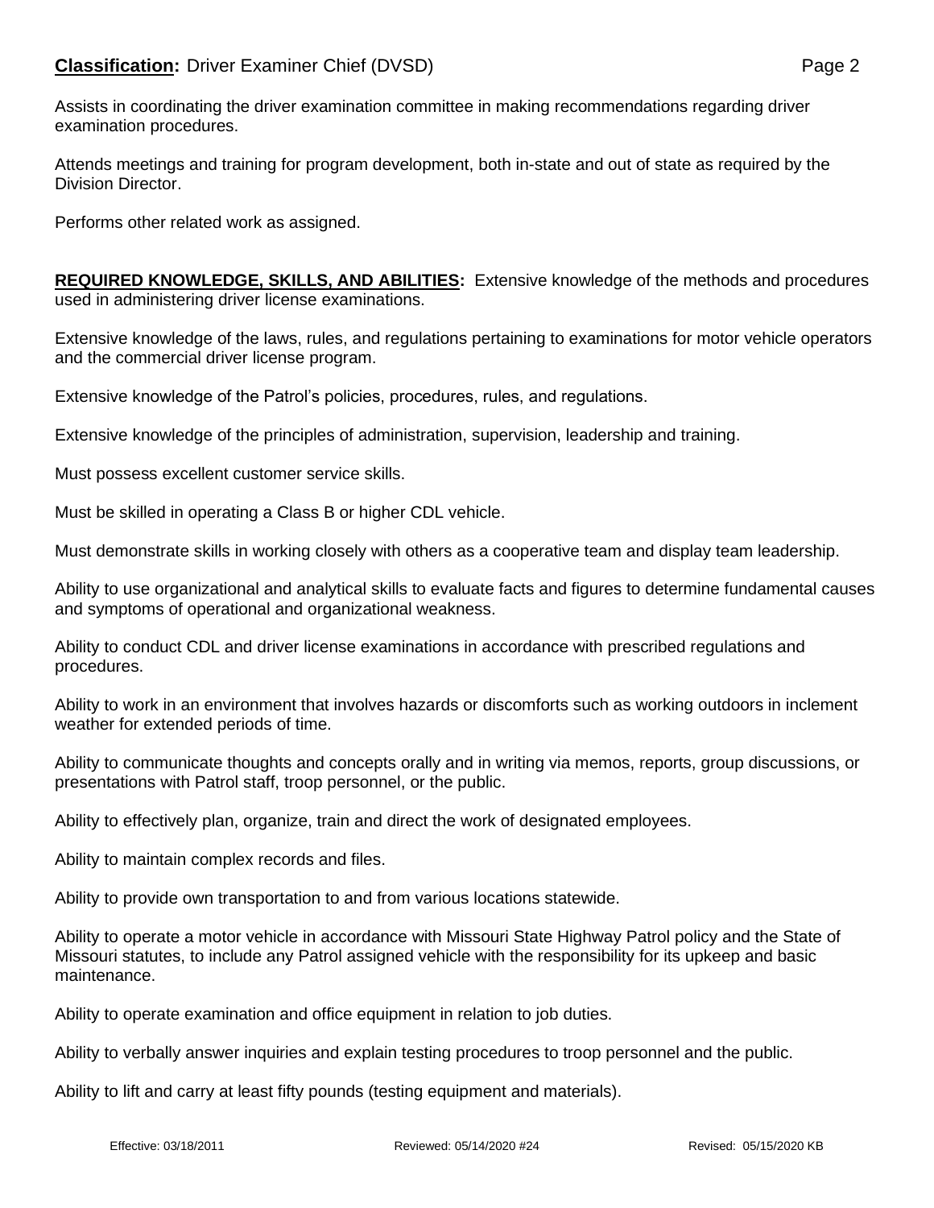Assists in coordinating the driver examination committee in making recommendations regarding driver examination procedures.

Attends meetings and training for program development, both in-state and out of state as required by the Division Director.

Performs other related work as assigned.

**REQUIRED KNOWLEDGE, SKILLS, AND ABILITIES:** Extensive knowledge of the methods and procedures used in administering driver license examinations.

Extensive knowledge of the laws, rules, and regulations pertaining to examinations for motor vehicle operators and the commercial driver license program.

Extensive knowledge of the Patrol's policies, procedures, rules, and regulations.

Extensive knowledge of the principles of administration, supervision, leadership and training.

Must possess excellent customer service skills.

Must be skilled in operating a Class B or higher CDL vehicle.

Must demonstrate skills in working closely with others as a cooperative team and display team leadership.

Ability to use organizational and analytical skills to evaluate facts and figures to determine fundamental causes and symptoms of operational and organizational weakness.

Ability to conduct CDL and driver license examinations in accordance with prescribed regulations and procedures.

Ability to work in an environment that involves hazards or discomforts such as working outdoors in inclement weather for extended periods of time.

Ability to communicate thoughts and concepts orally and in writing via memos, reports, group discussions, or presentations with Patrol staff, troop personnel, or the public.

Ability to effectively plan, organize, train and direct the work of designated employees.

Ability to maintain complex records and files.

Ability to provide own transportation to and from various locations statewide.

Ability to operate a motor vehicle in accordance with Missouri State Highway Patrol policy and the State of Missouri statutes, to include any Patrol assigned vehicle with the responsibility for its upkeep and basic maintenance.

Ability to operate examination and office equipment in relation to job duties.

Ability to verbally answer inquiries and explain testing procedures to troop personnel and the public.

Ability to lift and carry at least fifty pounds (testing equipment and materials).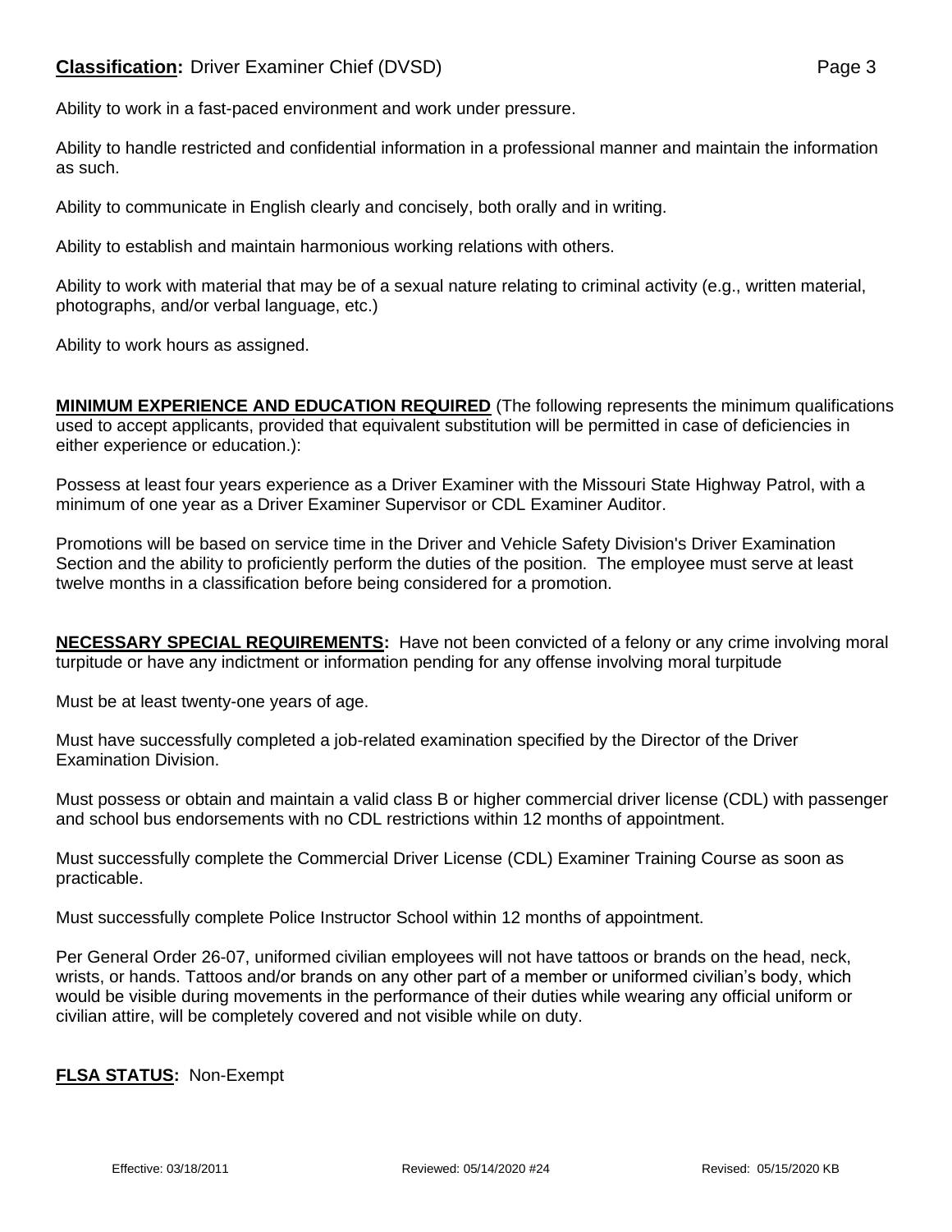Ability to work in a fast-paced environment and work under pressure.

Ability to handle restricted and confidential information in a professional manner and maintain the information as such.

Ability to communicate in English clearly and concisely, both orally and in writing.

Ability to establish and maintain harmonious working relations with others.

Ability to work with material that may be of a sexual nature relating to criminal activity (e.g., written material, photographs, and/or verbal language, etc.)

Ability to work hours as assigned.

**MINIMUM EXPERIENCE AND EDUCATION REQUIRED** (The following represents the minimum qualifications used to accept applicants, provided that equivalent substitution will be permitted in case of deficiencies in either experience or education.):

Possess at least four years experience as a Driver Examiner with the Missouri State Highway Patrol, with a minimum of one year as a Driver Examiner Supervisor or CDL Examiner Auditor.

Promotions will be based on service time in the Driver and Vehicle Safety Division's Driver Examination Section and the ability to proficiently perform the duties of the position. The employee must serve at least twelve months in a classification before being considered for a promotion.

**NECESSARY SPECIAL REQUIREMENTS:** Have not been convicted of a felony or any crime involving moral turpitude or have any indictment or information pending for any offense involving moral turpitude

Must be at least twenty-one years of age.

Must have successfully completed a job-related examination specified by the Director of the Driver Examination Division.

Must possess or obtain and maintain a valid class B or higher commercial driver license (CDL) with passenger and school bus endorsements with no CDL restrictions within 12 months of appointment.

Must successfully complete the Commercial Driver License (CDL) Examiner Training Course as soon as practicable.

Must successfully complete Police Instructor School within 12 months of appointment.

Per General Order 26-07, uniformed civilian employees will not have tattoos or brands on the head, neck, wrists, or hands. Tattoos and/or brands on any other part of a member or uniformed civilian's body, which would be visible during movements in the performance of their duties while wearing any official uniform or civilian attire, will be completely covered and not visible while on duty.

**FLSA STATUS:** Non-Exempt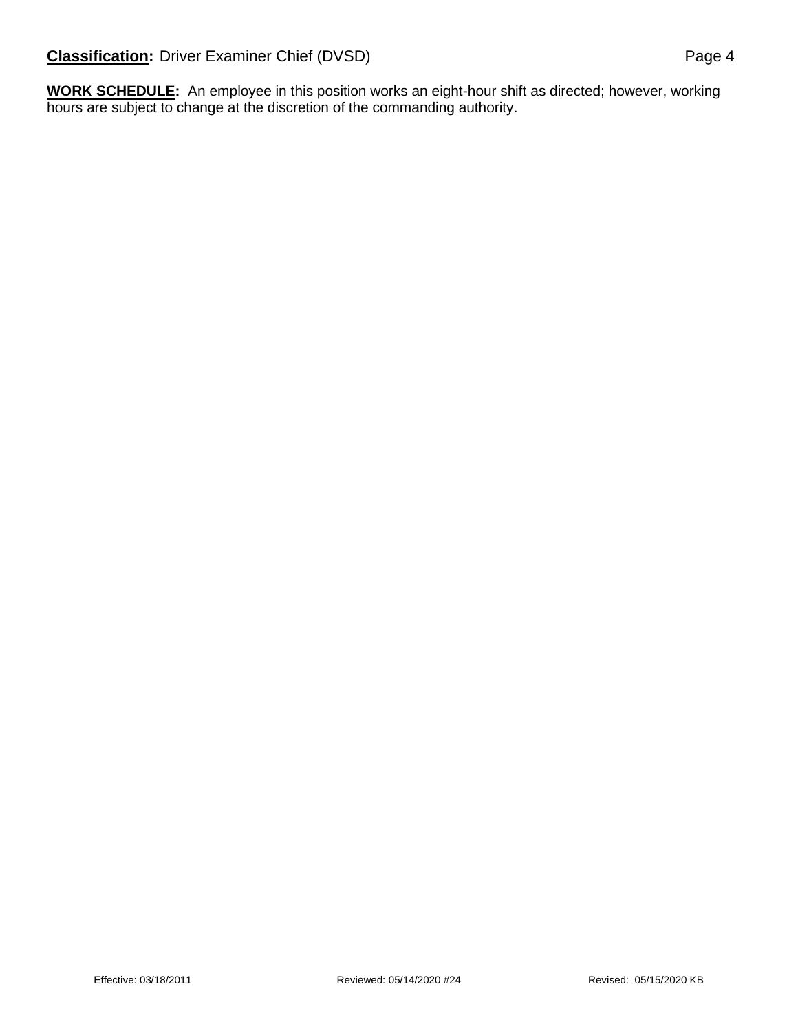**WORK SCHEDULE:** An employee in this position works an eight-hour shift as directed; however, working hours are subject to change at the discretion of the commanding authority.